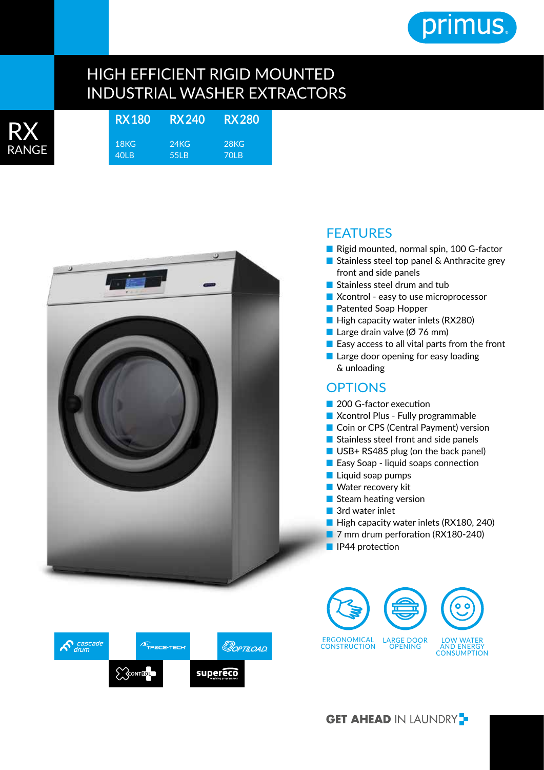primus

# HIGH EFFICIENT RIGID MOUNTED INDUSTRIAL WASHER EXTRACTORS

## RX RANGE

| RX180 | RX240 | RX280 |
|---|---|---|
| 18KG | 24KG | 28KG |
| 40LB | 55LB | 70LB |

## FEATURES

- Rigid mounted, normal spin, 100 G-factor
- Stainless steel top panel & Anthracite grey front and side panels
- Stainless steel drum and tub
- Xcontrol - easy to use microprocessor
- Patented Soap Hopper
- High capacity water inlets (RX280)
- Large drain valve (Ø 76 mm)
- Easy access to all vital parts from the front
- Large door opening for easy loading & unloading

## OPTIONS

- 200 G-factor execution
- Xcontrol Plus - Fully programmable
- Coin or CPS (Central Payment) version
- Stainless steel front and side panels
- USB+ RS485 plug (on the back panel)
- Easy Soap - liquid soaps connection
- Liquid soap pumps
- Water recovery kit
- Steam heating version
- 3rd water inlet
- High capacity water inlets (RX180, 240)
- 7 mm drum perforation (RX180-240)
- IP44 protection

cascade drum
TRACE-TECH
OPTILOAD
XCONTROL
supereco washing programmes

ERGONOMICAL CONSTRUCTION
LARGE DOOR OPENING
LOW WATER AND ENERGY CONSUMPTION

**GET AHEAD** IN LAUNDRY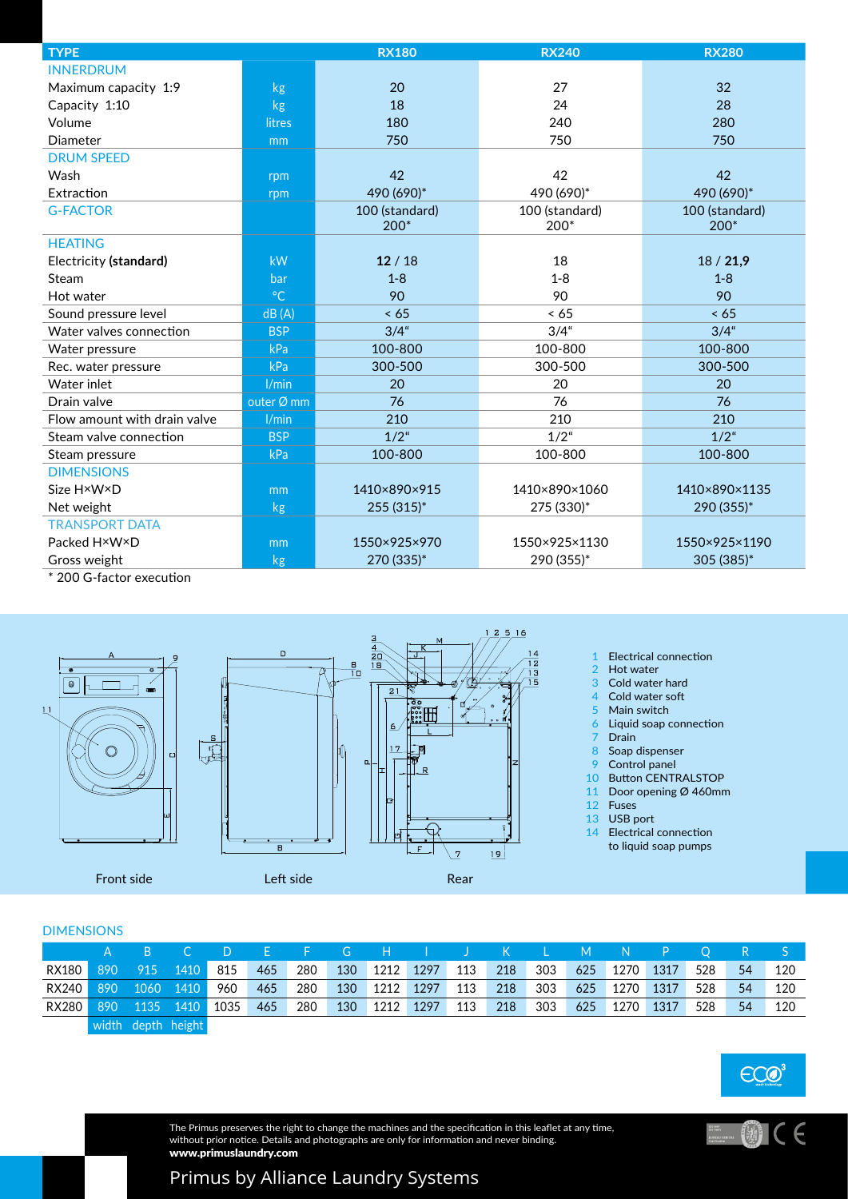| TYPE | | RX180 | RX240 | RX280 |
|---|---|---|---|---|
| INNERDRUM | | | | |
| Maximum capacity 1:9 | kg | 20 | 27 | 32 |
| Capacity 1:10 | kg | 18 | 24 | 28 |
| Volume | litres | 180 | 240 | 280 |
| Diameter | mm | 750 | 750 | 750 |
| DRUM SPEED | | | | |
| Wash | rpm | 42 | 42 | 42 |
| Extraction | rpm | 490 (690)* | 490 (690)* | 490 (690)* |
| G-FACTOR | | 100 (standard) 200* | 100 (standard) 200* | 100 (standard) 200* |
| HEATING | | | | |
| Electricity **(standard)** | kW | **12** / 18 | 18 | 18 / **21,9** |
| Steam | bar | 1-8 | 1-8 | 1-8 |
| Hot water | °C | 90 | 90 | 90 |
| Sound pressure level | dB (A) | < 65 | < 65 | < 65 |
| Water valves connection | BSP | 3/4" | 3/4" | 3/4" |
| Water pressure | kPa | 100-800 | 100-800 | 100-800 |
| Rec. water pressure | kPa | 300-500 | 300-500 | 300-500 |
| Water inlet | l/min | 20 | 20 | 20 |
| Drain valve | outer Ø mm | 76 | 76 | 76 |
| Flow amount with drain valve | l/min | 210 | 210 | 210 |
| Steam valve connection | BSP | 1/2" | 1/2" | 1/2" |
| Steam pressure | kPa | 100-800 | 100-800 | 100-800 |
| DIMENSIONS | | | | |
| Size H×W×D | mm | 1410×890×915 | 1410×890×1060 | 1410×890×1135 |
| Net weight | kg | 255 (315)* | 275 (330)* | 290 (355)* |
| TRANSPORT DATA | | | | |
| Packed H×W×D | mm | 1550×925×970 | 1550×925×1130 | 1550×925×1190 |
| Gross weight | kg | 270 (335)* | 290 (355)* | 305 (385)* |

* 200 G-factor execution

Front side

Left side

Rear

1. Electrical connection
2. Hot water
3. Cold water hard
4. Cold water soft
5. Main switch
6. Liquid soap connection
7. Drain
8. Soap dispenser
9. Control panel
10. Button CENTRALSTOP
11. Door opening Ø 460mm
12. Fuses
13. USB port
14. Electrical connection to liquid soap pumps

## DIMENSIONS

| | A | B | C | D | E | F | G | H | I | J | K | L | M | N | P | Q | R | S |
|---|---|---|---|---|---|---|---|---|---|---|---|---|---|---|---|---|---|---|
| RX180 | 890 | 915 | 1410 | 815 | 465 | 280 | 130 | 1212 | 1297 | 113 | 218 | 303 | 625 | 1270 | 1317 | 528 | 54 | 120 |
| RX240 | 890 | 1060 | 1410 | 960 | 465 | 280 | 130 | 1212 | 1297 | 113 | 218 | 303 | 625 | 1270 | 1317 | 528 | 54 | 120 |
| RX280 | 890 | 1135 | 1410 | 1035 | 465 | 280 | 130 | 1212 | 1297 | 113 | 218 | 303 | 625 | 1270 | 1317 | 528 | 54 | 120 |
| | width | depth | height | | | | | | | | | | | | | | | |

The Primus preserves the right to change the machines and the specification in this leaflet at any time, without prior notice. Details and photographs are only for information and never binding.
**www.primuslaundry.com**

Primus by Alliance Laundry Systems